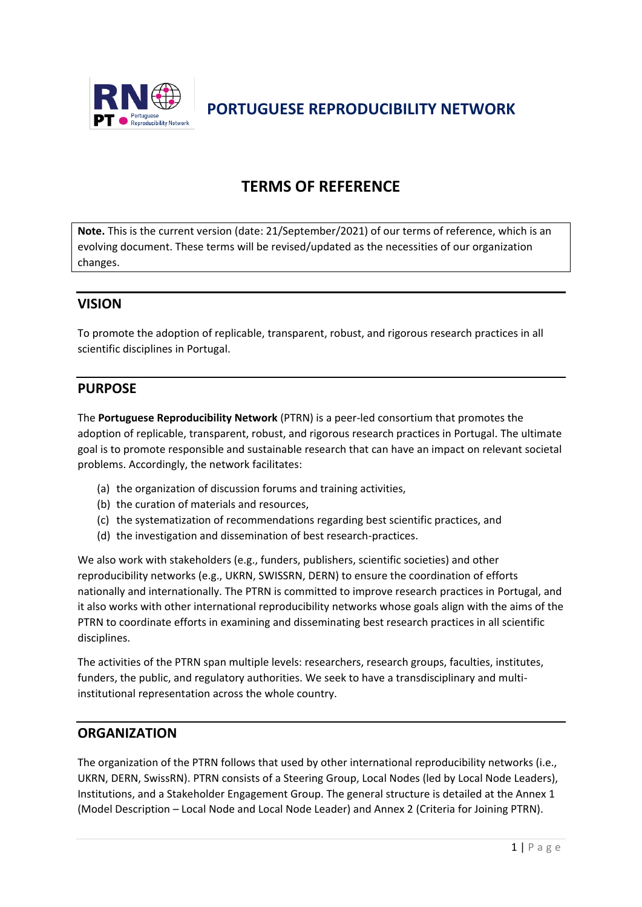# PORTUGUESE REPRODUCIBILITY NETWORK

## TERMS OF REFERENCE

**Note.** This is the current version (date: 21/September/2021) of our terms of reference, which is an evolving document. These terms will be revised/updated as the necessities of our organization changes.

## VISION

To promote the adoption of replicable, transparent, robust, and rigorous research practices in all scientific disciplines in Portugal.

## PURPOSE

The **Portuguese Reproducibility Network** (PTRN) is a peer-led consortium that promotes the adoption of replicable, transparent, robust, and rigorous research practices in Portugal. The ultimate goal is to promote responsible and sustainable research that can have an impact on relevant societal problems. Accordingly, the network facilitates:

(a) the organization of discussion forums and training activities,
(b) the curation of materials and resources,
(c) the systematization of recommendations regarding best scientific practices, and
(d) the investigation and dissemination of best research-practices.

We also work with stakeholders (e.g., funders, publishers, scientific societies) and other reproducibility networks (e.g., UKRN, SWISSRN, DERN) to ensure the coordination of efforts nationally and internationally. The PTRN is committed to improve research practices in Portugal, and it also works with other international reproducibility networks whose goals align with the aims of the PTRN to coordinate efforts in examining and disseminating best research practices in all scientific disciplines.

The activities of the PTRN span multiple levels: researchers, research groups, faculties, institutes, funders, the public, and regulatory authorities. We seek to have a transdisciplinary and multi-institutional representation across the whole country.

## ORGANIZATION

The organization of the PTRN follows that used by other international reproducibility networks (i.e., UKRN, DERN, SwissRN). PTRN consists of a Steering Group, Local Nodes (led by Local Node Leaders), Institutions, and a Stakeholder Engagement Group. The general structure is detailed at the Annex 1 (Model Description – Local Node and Local Node Leader) and Annex 2 (Criteria for Joining PTRN).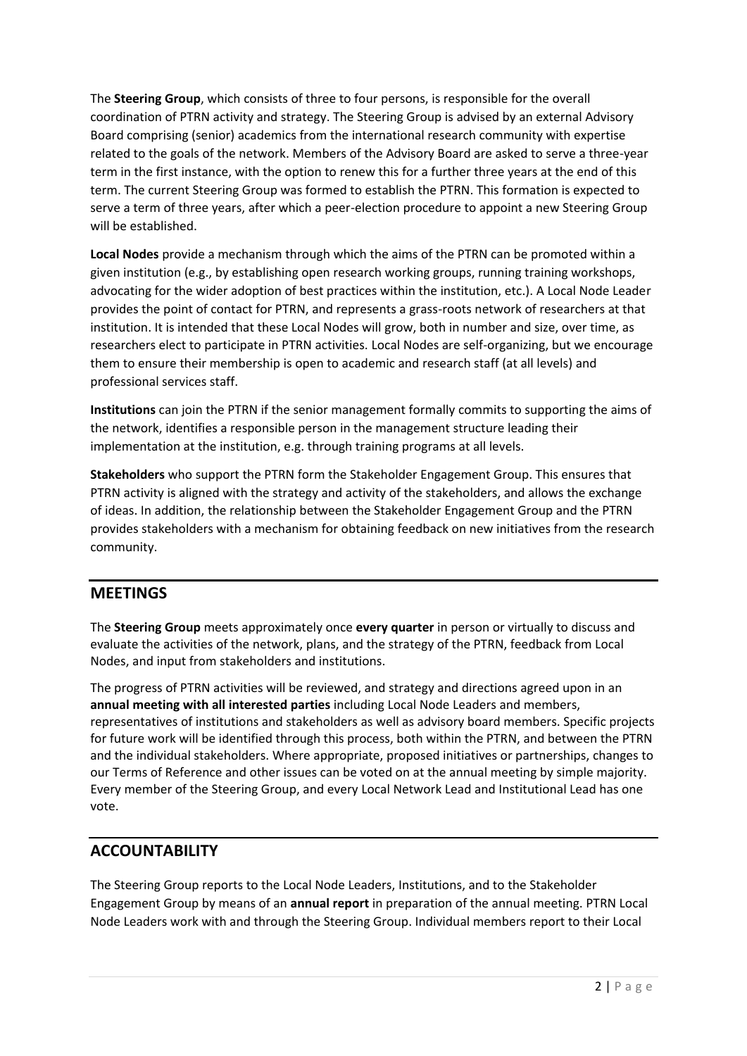The **Steering Group**, which consists of three to four persons, is responsible for the overall coordination of PTRN activity and strategy. The Steering Group is advised by an external Advisory Board comprising (senior) academics from the international research community with expertise related to the goals of the network. Members of the Advisory Board are asked to serve a three-year term in the first instance, with the option to renew this for a further three years at the end of this term. The current Steering Group was formed to establish the PTRN. This formation is expected to serve a term of three years, after which a peer-election procedure to appoint a new Steering Group will be established.

**Local Nodes** provide a mechanism through which the aims of the PTRN can be promoted within a given institution (e.g., by establishing open research working groups, running training workshops, advocating for the wider adoption of best practices within the institution, etc.). A Local Node Leader provides the point of contact for PTRN, and represents a grass-roots network of researchers at that institution. It is intended that these Local Nodes will grow, both in number and size, over time, as researchers elect to participate in PTRN activities. Local Nodes are self-organizing, but we encourage them to ensure their membership is open to academic and research staff (at all levels) and professional services staff.

**Institutions** can join the PTRN if the senior management formally commits to supporting the aims of the network, identifies a responsible person in the management structure leading their implementation at the institution, e.g. through training programs at all levels.

**Stakeholders** who support the PTRN form the Stakeholder Engagement Group. This ensures that PTRN activity is aligned with the strategy and activity of the stakeholders, and allows the exchange of ideas. In addition, the relationship between the Stakeholder Engagement Group and the PTRN provides stakeholders with a mechanism for obtaining feedback on new initiatives from the research community.

## MEETINGS

The **Steering Group** meets approximately once **every quarter** in person or virtually to discuss and evaluate the activities of the network, plans, and the strategy of the PTRN, feedback from Local Nodes, and input from stakeholders and institutions.

The progress of PTRN activities will be reviewed, and strategy and directions agreed upon in an **annual meeting with all interested parties** including Local Node Leaders and members, representatives of institutions and stakeholders as well as advisory board members. Specific projects for future work will be identified through this process, both within the PTRN, and between the PTRN and the individual stakeholders. Where appropriate, proposed initiatives or partnerships, changes to our Terms of Reference and other issues can be voted on at the annual meeting by simple majority. Every member of the Steering Group, and every Local Network Lead and Institutional Lead has one vote.

## ACCOUNTABILITY

The Steering Group reports to the Local Node Leaders, Institutions, and to the Stakeholder Engagement Group by means of an **annual report** in preparation of the annual meeting. PTRN Local Node Leaders work with and through the Steering Group. Individual members report to their Local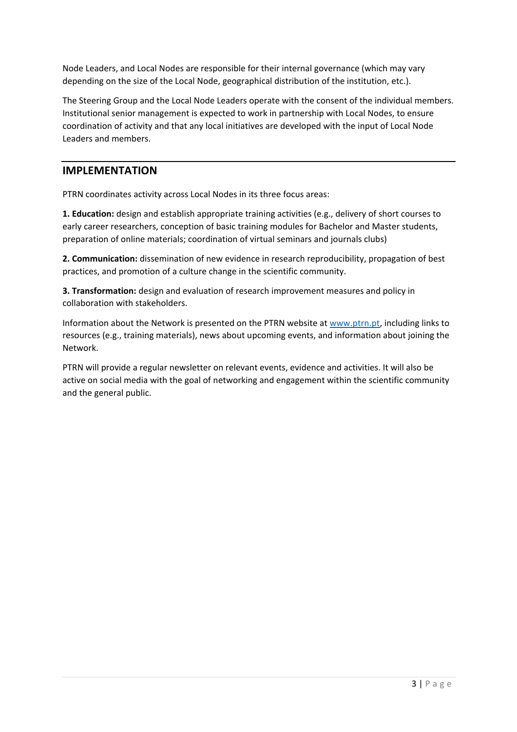Node Leaders, and Local Nodes are responsible for their internal governance (which may vary depending on the size of the Local Node, geographical distribution of the institution, etc.).

The Steering Group and the Local Node Leaders operate with the consent of the individual members. Institutional senior management is expected to work in partnership with Local Nodes, to ensure coordination of activity and that any local initiatives are developed with the input of Local Node Leaders and members.

## IMPLEMENTATION

PTRN coordinates activity across Local Nodes in its three focus areas:

**1. Education:** design and establish appropriate training activities (e.g., delivery of short courses to early career researchers, conception of basic training modules for Bachelor and Master students, preparation of online materials; coordination of virtual seminars and journals clubs)

**2. Communication:** dissemination of new evidence in research reproducibility, propagation of best practices, and promotion of a culture change in the scientific community.

**3. Transformation:** design and evaluation of research improvement measures and policy in collaboration with stakeholders.

Information about the Network is presented on the PTRN website at [www.ptrn.pt](www.ptrn.pt), including links to resources (e.g., training materials), news about upcoming events, and information about joining the Network.

PTRN will provide a regular newsletter on relevant events, evidence and activities. It will also be active on social media with the goal of networking and engagement within the scientific community and the general public.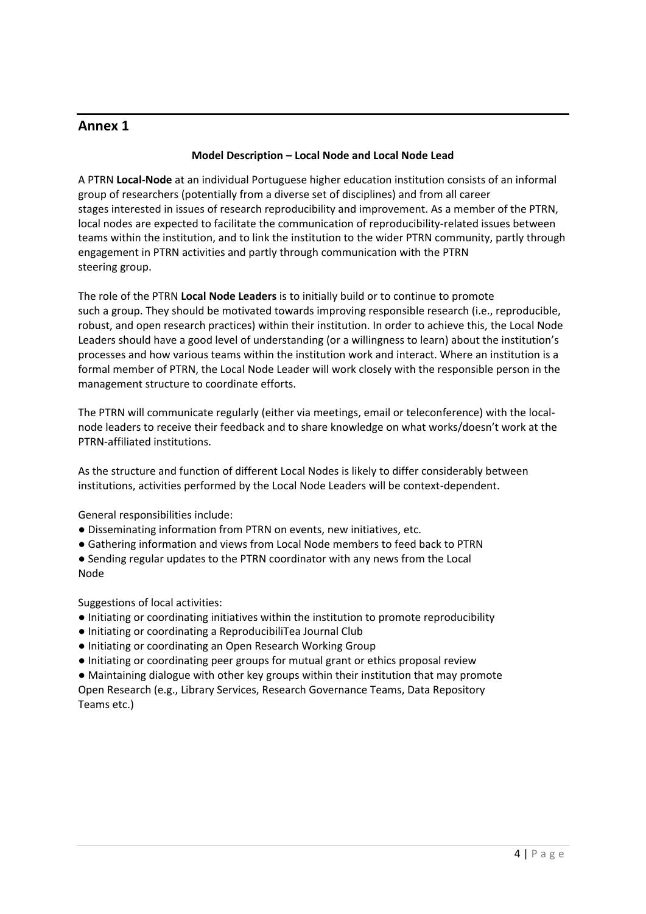## Annex 1

**Model Description – Local Node and Local Node Lead**

A PTRN **Local-Node** at an individual Portuguese higher education institution consists of an informal group of researchers (potentially from a diverse set of disciplines) and from all career stages interested in issues of research reproducibility and improvement. As a member of the PTRN, local nodes are expected to facilitate the communication of reproducibility-related issues between teams within the institution, and to link the institution to the wider PTRN community, partly through engagement in PTRN activities and partly through communication with the PTRN steering group.

The role of the PTRN **Local Node Leaders** is to initially build or to continue to promote such a group. They should be motivated towards improving responsible research (i.e., reproducible, robust, and open research practices) within their institution. In order to achieve this, the Local Node Leaders should have a good level of understanding (or a willingness to learn) about the institution's processes and how various teams within the institution work and interact. Where an institution is a formal member of PTRN, the Local Node Leader will work closely with the responsible person in the management structure to coordinate efforts.

The PTRN will communicate regularly (either via meetings, email or teleconference) with the local-node leaders to receive their feedback and to share knowledge on what works/doesn't work at the PTRN-affiliated institutions.

As the structure and function of different Local Nodes is likely to differ considerably between institutions, activities performed by the Local Node Leaders will be context-dependent.

General responsibilities include:

- Disseminating information from PTRN on events, new initiatives, etc.
- Gathering information and views from Local Node members to feed back to PTRN
- Sending regular updates to the PTRN coordinator with any news from the Local Node

Suggestions of local activities:

- Initiating or coordinating initiatives within the institution to promote reproducibility
- Initiating or coordinating a ReproducibiliTea Journal Club
- Initiating or coordinating an Open Research Working Group
- Initiating or coordinating peer groups for mutual grant or ethics proposal review
- Maintaining dialogue with other key groups within their institution that may promote Open Research (e.g., Library Services, Research Governance Teams, Data Repository Teams etc.)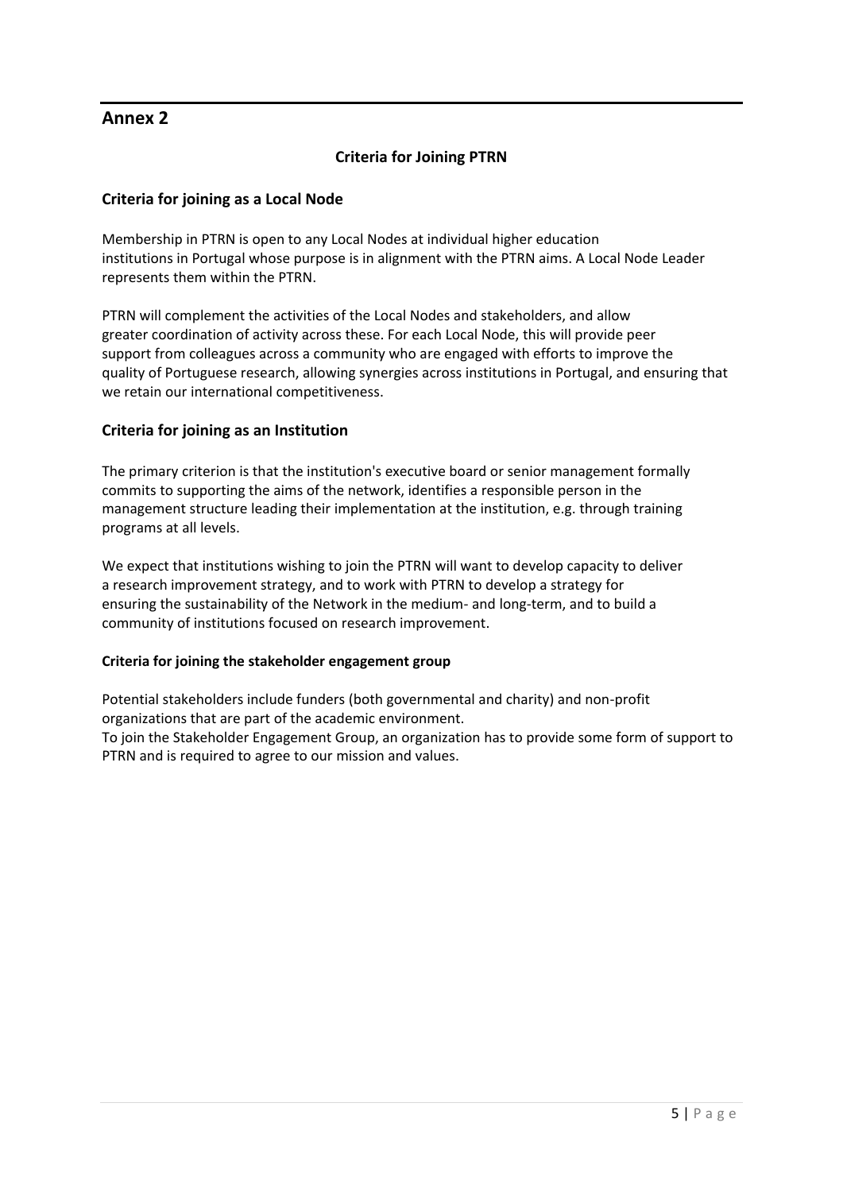## Annex 2

**Criteria for Joining PTRN**

### Criteria for joining as a Local Node

Membership in PTRN is open to any Local Nodes at individual higher education institutions in Portugal whose purpose is in alignment with the PTRN aims. A Local Node Leader represents them within the PTRN.

PTRN will complement the activities of the Local Nodes and stakeholders, and allow greater coordination of activity across these. For each Local Node, this will provide peer support from colleagues across a community who are engaged with efforts to improve the quality of Portuguese research, allowing synergies across institutions in Portugal, and ensuring that we retain our international competitiveness.

### Criteria for joining as an Institution

The primary criterion is that the institution's executive board or senior management formally commits to supporting the aims of the network, identifies a responsible person in the management structure leading their implementation at the institution, e.g. through training programs at all levels.

We expect that institutions wishing to join the PTRN will want to develop capacity to deliver a research improvement strategy, and to work with PTRN to develop a strategy for ensuring the sustainability of the Network in the medium- and long-term, and to build a community of institutions focused on research improvement.

#### Criteria for joining the stakeholder engagement group

Potential stakeholders include funders (both governmental and charity) and non-profit organizations that are part of the academic environment.
To join the Stakeholder Engagement Group, an organization has to provide some form of support to PTRN and is required to agree to our mission and values.